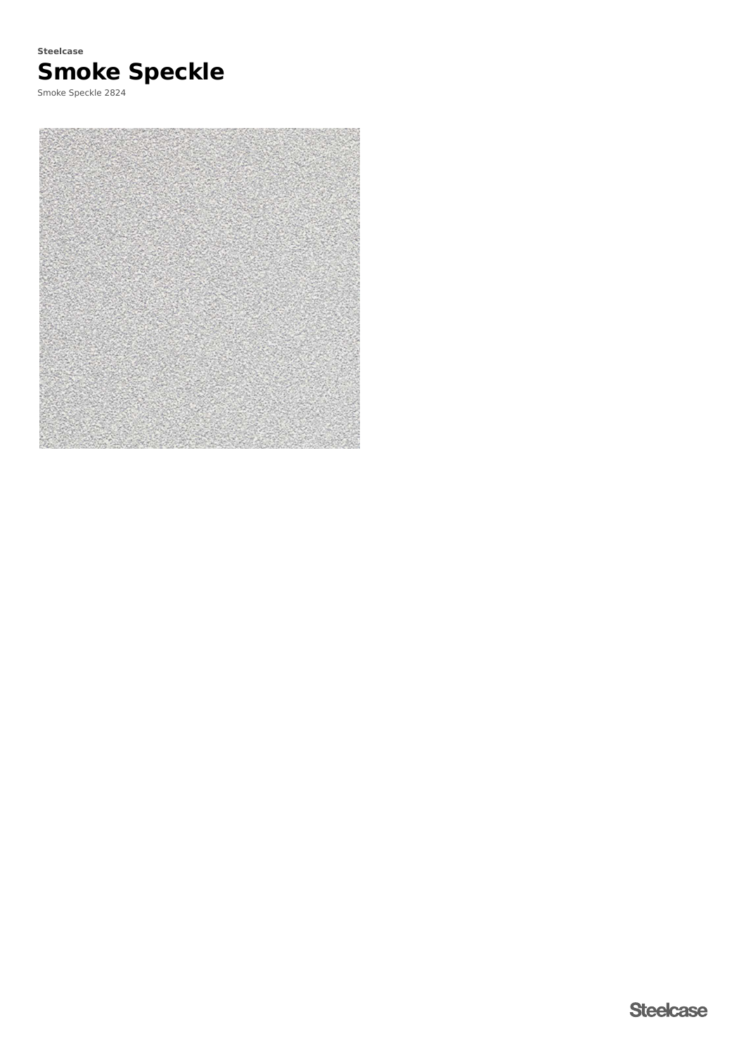**Steelcase**

# Smoke Speckle

Smoke Speckle 2824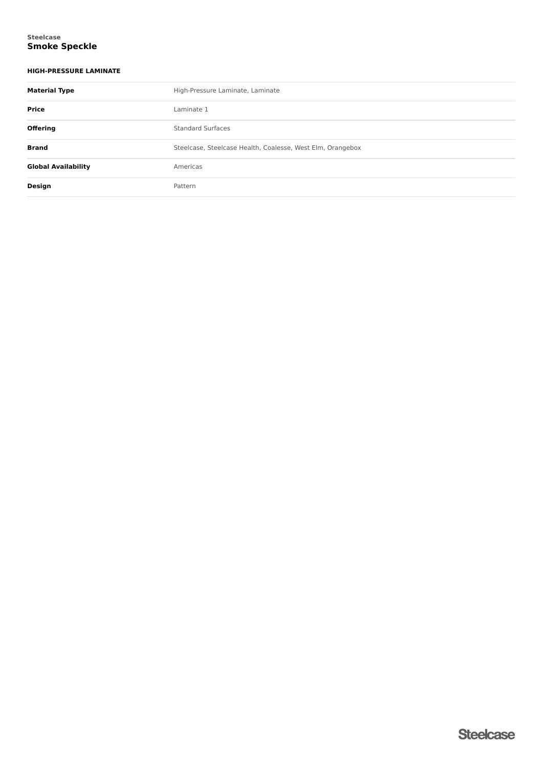Steelcase

# Smoke Speckle

## HIGH-PRESSURE LAMINATE

| | |
|---|---|
| **Material Type** | High-Pressure Laminate, Laminate |
| **Price** | Laminate 1 |
| **Offering** | Standard Surfaces |
| **Brand** | Steelcase, Steelcase Health, Coalesse, West Elm, Orangebox |
| **Global Availability** | Americas |
| **Design** | Pattern |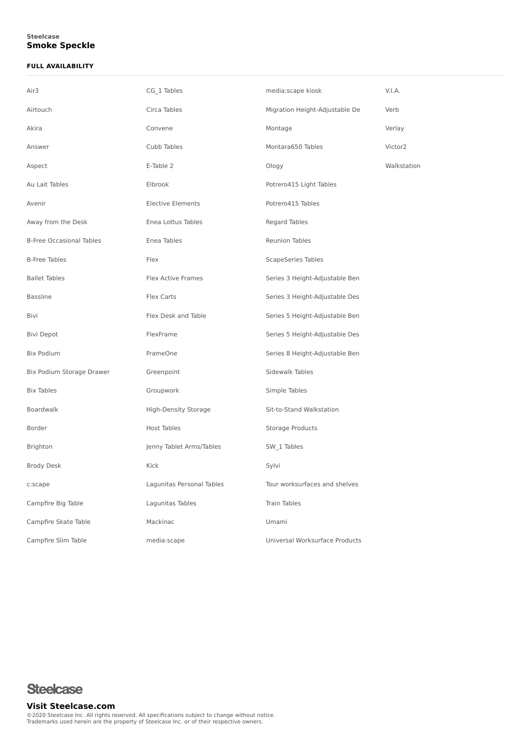Steelcase

# Smoke Speckle

**FULL AVAILABILITY**

- Air3
- Airtouch
- Akira
- Answer
- Aspect
- Au Lait Tables
- Avenir
- Away from the Desk
- B-Free Occasional Tables
- B-Free Tables
- Ballet Tables
- Bassline
- Bivi
- Bivi Depot
- Bix Podium
- Bix Podium Storage Drawer
- Bix Tables
- Boardwalk
- Border
- Brighton
- Brody Desk
- c:scape
- Campfire Big Table
- Campfire Skate Table
- Campfire Slim Table
- CG_1 Tables
- Circa Tables
- Convene
- Cubb Tables
- E-Table 2
- Elbrook
- Elective Elements
- Enea Lottus Tables
- Enea Tables
- Flex
- Flex Active Frames
- Flex Carts
- Flex Desk and Table
- FlexFrame
- FrameOne
- Greenpoint
- Groupwork
- High-Density Storage
- Host Tables
- Jenny Tablet Arms/Tables
- Kick
- Lagunitas Personal Tables
- Lagunitas Tables
- Mackinac
- media:scape
- media:scape kiosk
- Migration Height-Adjustable De
- Montage
- Montara650 Tables
- Ology
- Potrero415 Light Tables
- Potrero415 Tables
- Regard Tables
- Reunion Tables
- ScapeSeries Tables
- Series 3 Height-Adjustable Ben
- Series 3 Height-Adjustable Des
- Series 5 Height-Adjustable Ben
- Series 5 Height-Adjustable Des
- Series 8 Height-Adjustable Ben
- Sidewalk Tables
- Simple Tables
- Sit-to-Stand Walkstation
- Storage Products
- SW_1 Tables
- Sylvi
- Tour worksurfaces and shelves
- Train Tables
- Umami
- Universal Worksurface Products
- V.I.A.
- Verb
- Verlay
- Victor2
- Walkstation

Steelcase

**Visit Steelcase.com**

©2020 Steelcase Inc. All rights reserved. All specifications subject to change without notice.
Trademarks used herein are the property of Steelcase Inc. or of their respective owners.